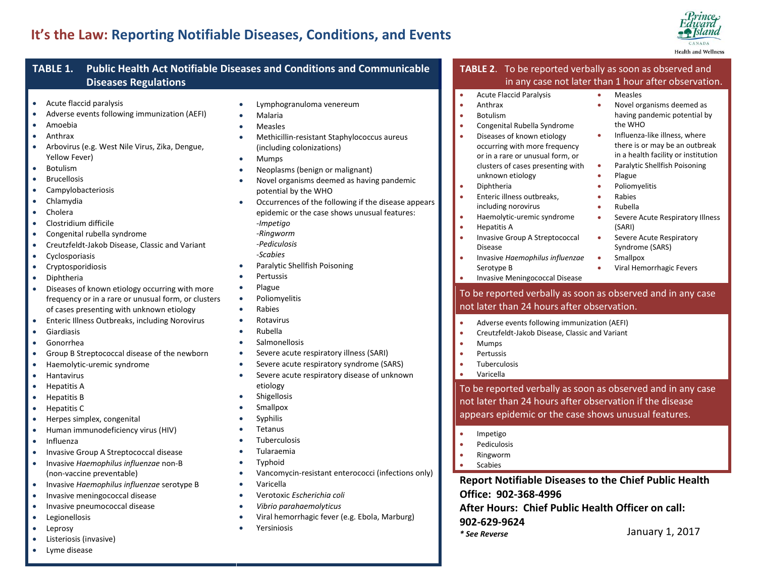# It's the Law: Reporting Notifiable Diseases, Conditions, and Events

Prince Edward Island CANADA
Health and Wellness

## TABLE 1. Public Health Act Notifiable Diseases and Conditions and Communicable Diseases Regulations

- Acute flaccid paralysis
- Adverse events following immunization (AEFI)
- Amoebia
- Anthrax
- Arbovirus (e.g. West Nile Virus, Zika, Dengue, Yellow Fever)
- Botulism
- Brucellosis
- Campylobacteriosis
- Chlamydia
- Cholera
- Clostridium difficile
- Congenital rubella syndrome
- Creutzfeldt-Jakob Disease, Classic and Variant
- Cyclosporiasis
- Cryptosporidiosis
- Diphtheria
- Diseases of known etiology occurring with more frequency or in a rare or unusual form, or clusters of cases presenting with unknown etiology
- Enteric Illness Outbreaks, including Norovirus
- Giardiasis
- Gonorrhea
- Group B Streptococcal disease of the newborn
- Haemolytic-uremic syndrome
- Hantavirus
- Hepatitis A
- Hepatitis B
- Hepatitis C
- Herpes simplex, congenital
- Human immunodeficiency virus (HIV)
- Influenza
- Invasive Group A Streptococcal disease
- Invasive *Haemophilus influenzae* non-B (non-vaccine preventable)
- Invasive *Haemophilus influenzae* serotype B
- Invasive meningococcal disease
- Invasive pneumococcal disease
- Legionellosis
- Leprosy
- Listeriosis (invasive)
- Lyme disease
- Lymphogranuloma venereum
- Malaria
- Measles
- Methicillin-resistant Staphylococcus aureus (including colonizations)
- Mumps
- Neoplasms (benign or malignant)
- Novel organisms deemed as having pandemic potential by the WHO
- Occurrences of the following if the disease appears epidemic or the case shows unusual features:
  *-Impetigo*
  *-Ringworm*
  *-Pediculosis*
  *-Scabies*
- Paralytic Shellfish Poisoning
- Pertussis
- Plague
- Poliomyelitis
- Rabies
- Rotavirus
- Rubella
- Salmonellosis
- Severe acute respiratory illness (SARI)
- Severe acute respiratory syndrome (SARS)
- Severe acute respiratory disease of unknown etiology
- Shigellosis
- Smallpox
- Syphilis
- Tetanus
- Tuberculosis
- Tularaemia
- Typhoid
- Vancomycin-resistant enterococci (infections only)
- Varicella
- Verotoxic *Escherichia coli*
- *Vibrio parahaemolyticus*
- Viral hemorrhagic fever (e.g. Ebola, Marburg)
- Yersiniosis

## TABLE 2. To be reported verbally as soon as observed and in any case not later than 1 hour after observation.

- Acute Flaccid Paralysis
- Anthrax
- Botulism
- Congenital Rubella Syndrome
- Diseases of known etiology occurring with more frequency or in a rare or unusual form, or clusters of cases presenting with unknown etiology
- Diphtheria
- Enteric illness outbreaks, including norovirus
- Haemolytic-uremic syndrome
- Hepatitis A
- Invasive Group A Streptococcal Disease
- Invasive *Haemophilus influenzae* Serotype B
- Invasive Meningococcal Disease
- Measles
- Novel organisms deemed as having pandemic potential by the WHO
- Influenza-like illness, where there is or may be an outbreak in a health facility or institution
- Paralytic Shellfish Poisoning
- Plague
- Poliomyelitis
- Rabies
- Rubella
- Severe Acute Respiratory Illness (SARI)
- Severe Acute Respiratory Syndrome (SARS)
- Smallpox
- Viral Hemorrhagic Fevers

### To be reported verbally as soon as observed and in any case not later than 24 hours after observation.

- Adverse events following immunization (AEFI)
- Creutzfeldt-Jakob Disease, Classic and Variant
- Mumps
- Pertussis
- Tuberculosis
- Varicella

### To be reported verbally as soon as observed and in any case not later than 24 hours after observation if the disease appears epidemic or the case shows unusual features.

- Impetigo
- Pediculosis
- Ringworm
- Scabies

**Report Notifiable Diseases to the Chief Public Health Office: 902-368-4996**
**After Hours: Chief Public Health Officer on call: 902-629-9624**

***\* See Reverse***

January 1, 2017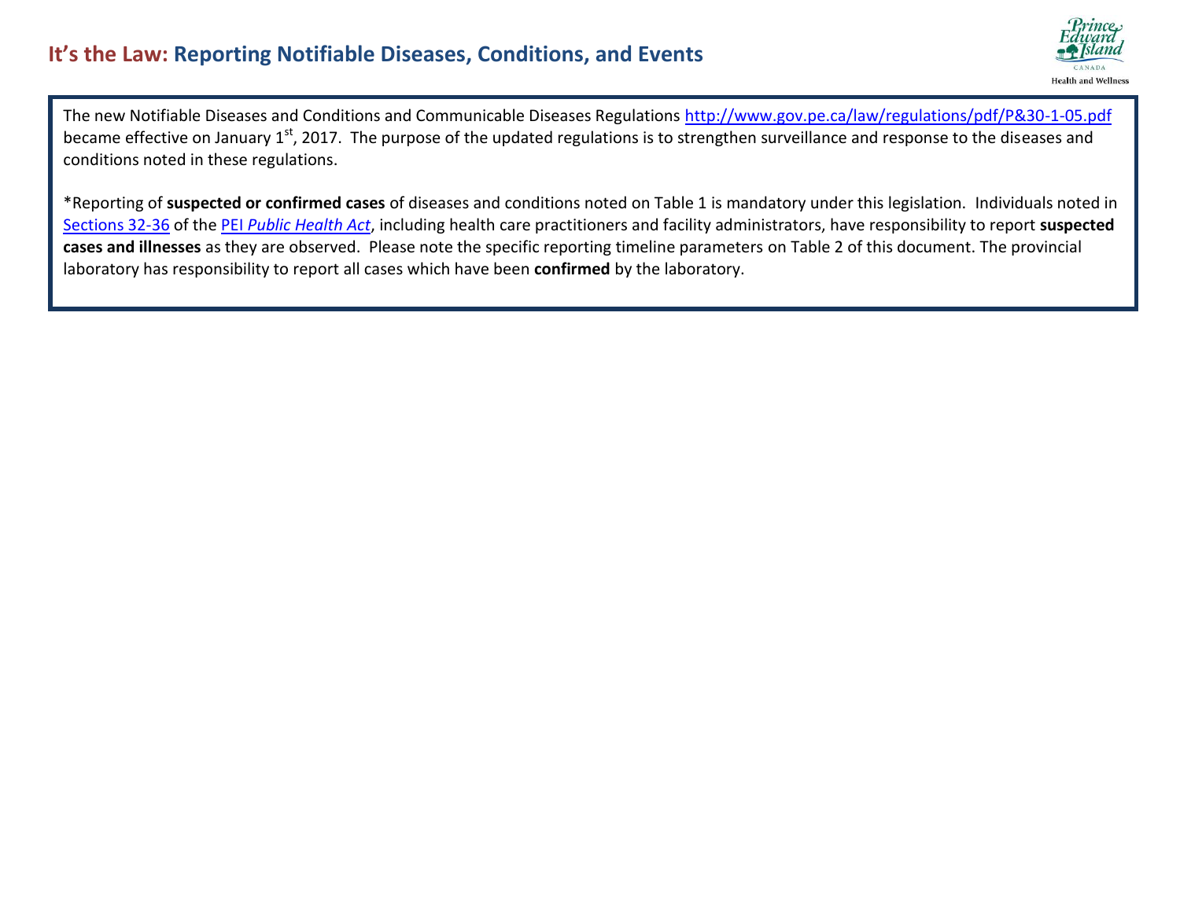## It's the Law: Reporting Notifiable Diseases, Conditions, and Events

The new Notifiable Diseases and Conditions and Communicable Diseases Regulations http://www.gov.pe.ca/law/regulations/pdf/P&30-1-05.pdf became effective on January 1st, 2017. The purpose of the updated regulations is to strengthen surveillance and response to the diseases and conditions noted in these regulations.

*Reporting of **suspected or confirmed cases** of diseases and conditions noted on Table 1 is mandatory under this legislation. Individuals noted in Sections 32-36 of the PEI *Public Health Act*, including health care practitioners and facility administrators, have responsibility to report **suspected cases and illnesses** as they are observed. Please note the specific reporting timeline parameters on Table 2 of this document. The provincial laboratory has responsibility to report all cases which have been **confirmed** by the laboratory.